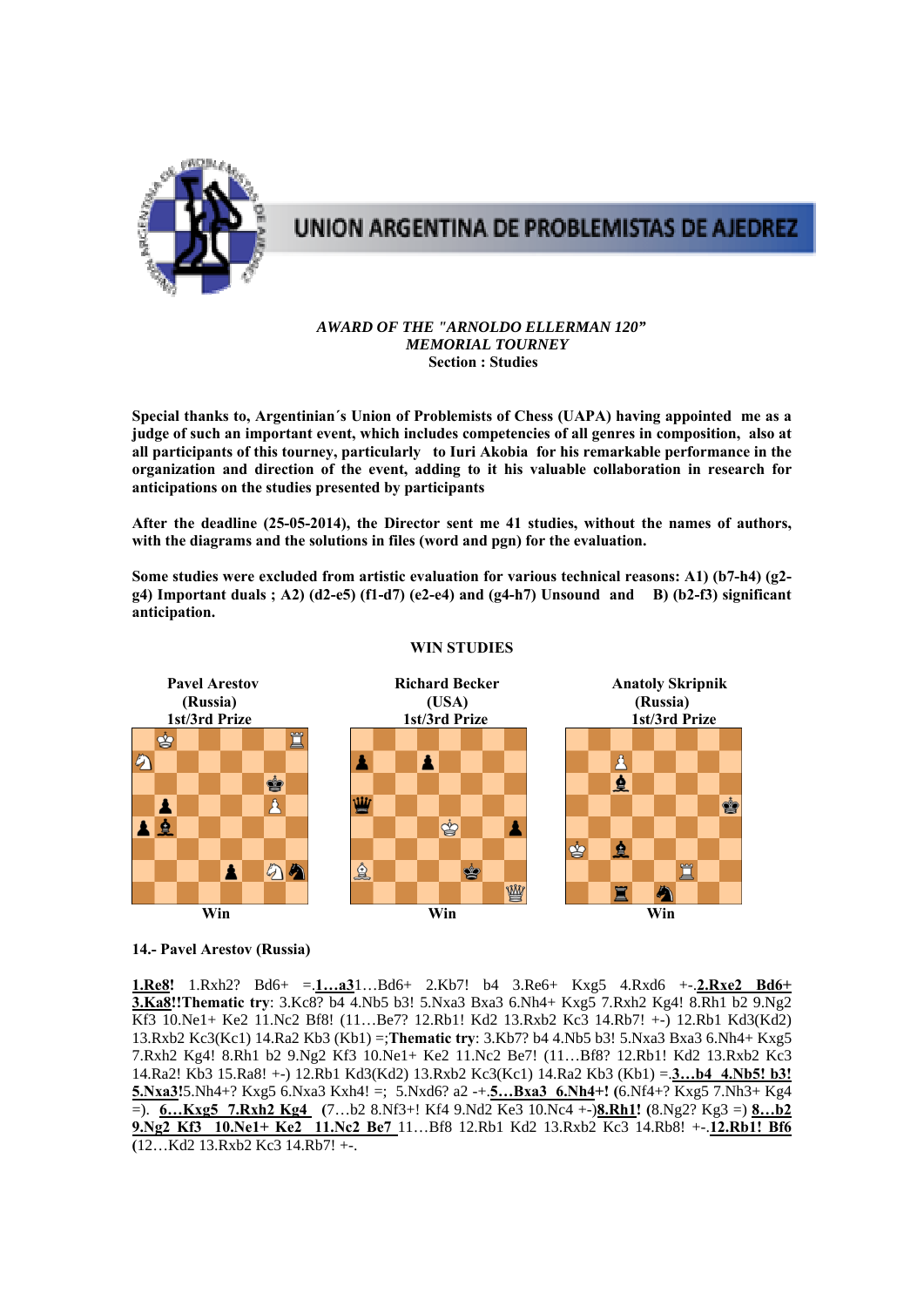UNION ARGENTINA DE PROBLEMISTAS DE AJEDREZ

*AWARD OF THE "ARNOLDO ELLERMAN 120"*
*MEMORIAL TOURNEY*
**Section : Studies**

**Special thanks to, Argentinian´s Union of Problemists of Chess (UAPA) having appointed me as a judge of such an important event, which includes competencies of all genres in composition, also at all participants of this tourney, particularly to Iuri Akobia for his remarkable performance in the organization and direction of the event, adding to it his valuable collaboration in research for anticipations on the studies presented by participants**

**After the deadline (25-05-2014), the Director sent me 41 studies, without the names of authors, with the diagrams and the solutions in files (word and pgn) for the evaluation.**

**Some studies were excluded from artistic evaluation for various technical reasons: A1) (b7-h4) (g2-g4) Important duals ; A2) (d2-e5) (f1-d7) (e2-e4) and (g4-h7) Unsound and B) (b2-f3) significant anticipation.**

## WIN STUDIES

| Pavel Arestov (Russia) 1st/3rd Prize | Richard Becker (USA) 1st/3rd Prize | Anatoly Skripnik (Russia) 1st/3rd Prize |
|---|---|---|
| Win | Win | Win |

**14.- Pavel Arestov (Russia)**

**1.Re8!** 1.Rxh2? Bd6+ =.**1…a3**1…Bd6+ 2.Kb7! b4 3.Re6+ Kxg5 4.Rxd6 +-.**2.Rxe2 Bd6+ 3.Ka8!!Thematic try**: 3.Kc8? b4 4.Nb5 b3! 5.Nxa3 Bxa3 6.Nh4+ Kxg5 7.Rxh2 Kg4! 8.Rh1 b2 9.Ng2 Kf3 10.Ne1+ Ke2 11.Nc2 Bf8! (11…Be7? 12.Rb1! Kd2 13.Rxb2 Kc3 14.Rb7! +-) 12.Rb1 Kd3(Kd2) 13.Rxb2 Kc3(Kc1) 14.Ra2 Kb3 (Kb1) =;**Thematic try**: 3.Kb7? b4 4.Nb5 b3! 5.Nxa3 Bxa3 6.Nh4+ Kxg5 7.Rxh2 Kg4! 8.Rh1 b2 9.Ng2 Kf3 10.Ne1+ Ke2 11.Nc2 Be7! (11…Bf8? 12.Rb1! Kd2 13.Rxb2 Kc3 14.Ra2! Kb3 15.Ra8! +-) 12.Rb1 Kd3(Kd2) 13.Rxb2 Kc3(Kc1) 14.Ra2 Kb3 (Kb1) =.**3…b4 4.Nb5! b3! 5.Nxa3!**5.Nh4+? Kxg5 6.Nxa3 Kxh4! =; 5.Nxd6? a2 -+.**5…Bxa3 6.Nh4+! (**6.Nf4+? Kxg5 7.Nh3+ Kg4 =). **6…Kxg5 7.Rxh2 Kg4** (7…b2 8.Nf3+! Kf4 9.Nd2 Ke3 10.Nc4 +-)**8.Rh1!** (8.Ng2? Kg3 =) **8…b2 9.Ng2 Kf3 10.Ne1+ Ke2 11.Nc2 Be7** 11…Bf8 12.Rb1 Kd2 13.Rxb2 Kc3 14.Rb8! +-.**12.Rb1! Bf6** (12…Kd2 13.Rxb2 Kc3 14.Rb7! +-.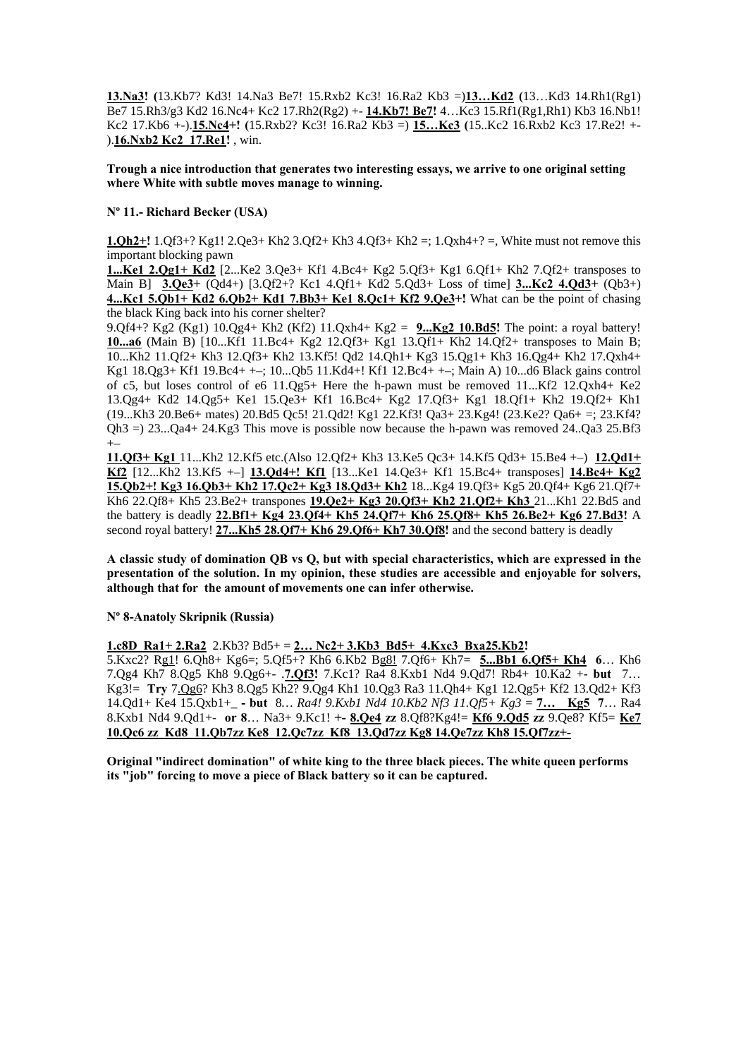**13.Na3!** (13.Kb7? Kd3! 14.Na3 Be7! 15.Rxb2 Kc3! 16.Ra2 Kb3 =)**13…Kd2** (13…Kd3 14.Rh1(Rg1) Be7 15.Rh3/g3 Kd2 16.Nc4+ Kc2 17.Rh2(Rg2) +- **14.Kb7! Be7!** 4…Kc3 15.Rf1(Rg1,Rh1) Kb3 16.Nb1! Kc2 17.Kb6 +-).**15.Nc4+!** (15.Rxb2? Kc3! 16.Ra2 Kb3 =) **15…Kc3** (15..Kc2 16.Rxb2 Kc3 17.Re2! +-).**16.Nxb2 Kc2 17.Re1!** , win.

**Trough a nice introduction that generates two interesting essays, we arrive to one original setting where White with subtle moves manage to winning.**

**Nº 11.- Richard Becker (USA)**

**1.Qh2+!** 1.Qf3+? Kg1! 2.Qe3+ Kh2 3.Qf2+ Kh3 4.Qf3+ Kh2 =; 1.Qxh4+? =, White must not remove this important blocking pawn

**1...Ke1 2.Qg1+ Kd2** [2...Ke2 3.Qe3+ Kf1 4.Bc4+ Kg2 5.Qf3+ Kg1 6.Qf1+ Kh2 7.Qf2+ transposes to Main B] **3.Qe3+** (Qd4+) [3.Qf2+? Kc1 4.Qf1+ Kd2 5.Qd3+ Loss of time] **3...Kc2 4.Qd3+** (Qb3+) **4...Kc1 5.Qb1+ Kd2 6.Qb2+ Kd1 7.Bb3+ Ke1 8.Qc1+ Kf2 9.Qe3+!** What can be the point of chasing the black King back into his corner shelter?

9.Qf4+? Kg2 (Kg1) 10.Qg4+ Kh2 (Kf2) 11.Qxh4+ Kg2 = **9...Kg2 10.Bd5!** The point: a royal battery! **10...a6** (Main B) [10...Kf1 11.Bc4+ Kg2 12.Qf3+ Kg1 13.Qf1+ Kh2 14.Qf2+ transposes to Main B; 10...Kh2 11.Qf2+ Kh3 12.Qf3+ Kh2 13.Kf5! Qd2 14.Qh1+ Kg3 15.Qg1+ Kh3 16.Qg4+ Kh2 17.Qxh4+ Kg1 18.Qg3+ Kf1 19.Bc4+ +–; 10...Qb5 11.Kd4+! Kf1 12.Bc4+ +–; Main A) 10...d6 Black gains control of c5, but loses control of e6 11.Qg5+ Here the h-pawn must be removed 11...Kf2 12.Qxh4+ Ke2 13.Qg4+ Kd2 14.Qg5+ Ke1 15.Qe3+ Kf1 16.Bc4+ Kg2 17.Qf3+ Kg1 18.Qf1+ Kh2 19.Qf2+ Kh1 (19...Kh3 20.Be6+ mates) 20.Bd5 Qc5! 21.Qd2! Kg1 22.Kf3! Qa3+ 23.Kg4! (23.Ke2? Qa6+ =; 23.Kf4? Qh3 =) 23...Qa4+ 24.Kg3 This move is possible now because the h-pawn was removed 24..Qa3 25.Bf3 +–

**11.Qf3+ Kg1** 11...Kh2 12.Kf5 etc.(Also 12.Qf2+ Kh3 13.Ke5 Qc3+ 14.Kf5 Qd3+ 15.Be4 +–) **12.Qd1+ Kf2** [12...Kh2 13.Kf5 +–] **13.Qd4+! Kf1** [13...Ke1 14.Qe3+ Kf1 15.Bc4+ transposes] **14.Bc4+ Kg2 15.Qb2+! Kg3 16.Qb3+ Kh2 17.Qc2+ Kg3 18.Qd3+ Kh2** 18...Kg4 19.Qf3+ Kg5 20.Qf4+ Kg6 21.Qf7+ Kh6 22.Qf8+ Kh5 23.Be2+ transpones **19.Qe2+ Kg3 20.Qf3+ Kh2 21.Qf2+ Kh3** 21...Kh1 22.Bd5 and the battery is deadly **22.Bf1+ Kg4 23.Qf4+ Kh5 24.Qf7+ Kh6 25.Qf8+ Kh5 26.Be2+ Kg6 27.Bd3!** A second royal battery! **27...Kh5 28.Qf7+ Kh6 29.Qf6+ Kh7 30.Qf8!** and the second battery is deadly

**A classic study of domination QB vs Q, but with special characteristics, which are expressed in the presentation of the solution. In my opinion, these studies are accessible and enjoyable for solvers, although that for the amount of movements one can infer otherwise.**

**Nº 8-Anatoly Skripnik (Russia)**

**1.c8D Ra1+ 2.Ra2** 2.Kb3? Bd5+ = **2… Nc2+ 3.Kb3 Bd5+ 4.Kxc3 Bxa25.Kb2!**
5.Kxc2? Rg1! 6.Qh8+ Kg6=; 5.Qf5+? Kh6 6.Kb2 Bg8! 7.Qf6+ Kh7= **5...Bb1 6.Qf5+ Kh4** **6**… Kh6 7.Qg4 Kh7 8.Qg5 Kh8 9.Qg6+- .**7.Qf3!** 7.Kc1? Ra4 8.Kxb1 Nd4 9.Qd7! Rb4+ 10.Ka2 +- **but** 7… Kg3!= **Try** 7.Qg6? Kh3 8.Qg5 Kh2? 9.Qg4 Kh1 10.Qg3 Ra3 11.Qh4+ Kg1 12.Qg5+ Kf2 13.Qd2+ Kf3 14.Qd1+ Ke4 15.Qxb1+_ **- but** 8… *Ra4! 9.Kxb1 Nd4 10.Kb2 Nf3 11.Qf5+ Kg3 =* **7… Kg5** **7**… Ra4 8.Kxb1 Nd4 9.Qd1+- **or 8**… Na3+ 9.Kc1! **+- 8.Qe4 zz** 8.Qf8?Kg4!= **Kf6 9.Qd5 zz** 9.Qe8? Kf5= **Ke7 10.Qc6 zz Kd8 11.Qb7zz Ke8 12.Qc7zz Kf8 13.Qd7zz Kg8 14.Qe7zz Kh8 15.Qf7zz+-**

**Original "indirect domination" of white king to the three black pieces. The white queen performs its "job" forcing to move a piece of Black battery so it can be captured.**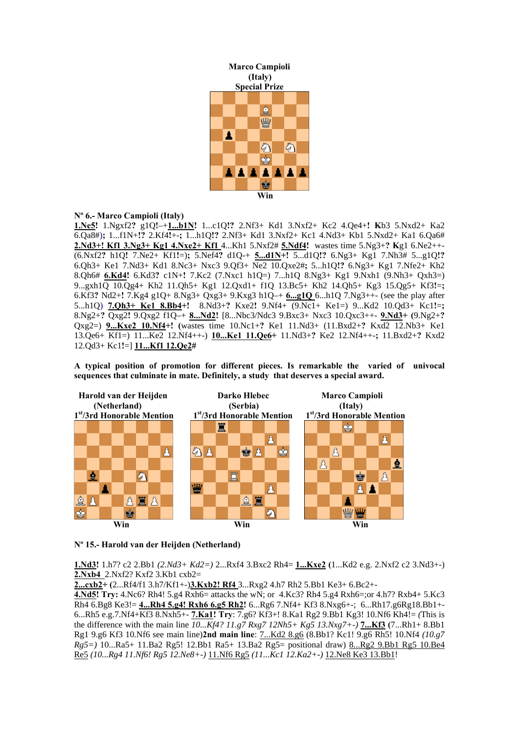**Marco Campioli**
**(Italy)**
**Special Prize**

**Win**

**Nº 6.- Marco Campioli (Italy)**

**1.Ne5!** 1.Ngxf2**?** g1Q**!**–+**1...b1N!** 1...c1Q**!?** 2.Nf3+ Kd1 3.Nxf2+ Kc2 4.Qe4+**! K**b3 5.Nxd2+ Ka2 6.Qa8#)**;** 1...f1N+**!?** 2.Kf4**!**+-**;** 1...h1Q**!?** 2.Nf3+ Kd1 3.Nxf2+ Kc1 4.Nd3+ Kb1 5.Nxd2+ Ka1 6.Qa6# **2.Nd3+! Kf1 3.Ng3+ Kg1 4.Nxe2+ Kf1** 4...Kh1 5.Nxf2# **5.Ndf4!** wastes time 5.Ng3+**? K**g1 6.Ne2++- (6.Nxf2**?** h1Q**!** 7.Ne2+ Kf1**!**=)**;** 5.Nef4**?** d1Q-+ **5...d1N+!** 5...d1Q**!?** 6.Ng3+ Kg1 7.Nh3# 5...g1Q**!?** 6.Qh3+ Ke1 7.Nd3+ Kd1 8.Nc3+ Nxc3 9.Qf3+ Ne2 10.Qxe2#**;** 5...h1Q**!?** 6.Ng3+ Kg1 7.Nfe2+ Kh2 8.Qh6# **6.Kd4!** 6.Kd3**?** c1N+**!** 7.Kc2 (7.Nxc1 h1Q=) 7...h1Q 8.Ng3+ Kg1 9.Nxh1 (9.Nh3+ Qxh3=) 9...gxh1Q 10.Qg4+ Kh2 11.Qh5+ Kg1 12.Qxd1+ f1Q 13.Bc5+ Kh2 14.Qh5+ Kg3 15.Qg5+ Kf3**!**=**;** 6.Kf3**?** Nd2+**!** 7.Kg4 g1Q+ 8.Ng3+ Qxg3+ 9.Kxg3 h1Q–+ **6...g1Q** 6...h1Q 7.Ng3++- (see the play after 5...h1Q) **7.Qh3+ Ke1 8.Bb4+!** 8.Nd3+**?** Kxe2**!** 9.Nf4+ (9.Nc1+ Ke1=) 9...Kd2 10.Qd3+ Kc1**!**=**;** 8.Ng2+**?** Qxg2**!** 9.Qxg2 f1Q–+ **8...Nd2!** [8...Nbc3/Ndc3 9.Bxc3+ Nxc3 10.Qxc3++- **9.Nd3+ (**9.Ng2+**?** Qxg2=) **9...Kxe2 10.Nf4+! (**wastes time 10.Nc1+**?** Ke1 11.Nd3+ (11.Bxd2+**?** Kxd2 12.Nb3+ Ke1 13.Qe6+ Kf1=) 11...Ke2 12.Nf4++-) **10...Ke1 11.Qe6+** 11.Nd3+**?** Ke2 12.Nf4++-**;** 11.Bxd2+**?** Kxd2 12.Qd3+ Kc1**!**=] **11...Kf1 12.Qe2#**

**A typical position of promotion for different pieces. Is remarkable the varied of univocal sequences that culminate in mate. Definitely, a study that deserves a special award.**

**Harold van der Heijden**
**(Netherland)**
**1st/3rd Honorable Mention**

**Win**

**Darko Hlebec**
**(Serbia)**
**1st/3rd Honorable Mention**

**Win**

**Marco Campioli**
**(Italy)**
**1st/3rd Honorable Mention**

**Win**

**Nº 15.- Harold van der Heijden (Netherland)**

**1.Nd3!** 1.h7? c2 2.Bb1 *(2.Nd3+ Kd2=)* 2...Rxf4 3.Bxc2 Rh4= **1...Kxe2 (**1...Kd2 e.g. 2.Nxf2 c2 3.Nd3+-) **2.Nxb4** 2.Nxf2? Kxf2 3.Kb1 cxb2=
**2...cxb2+ (**2...Rf4/f1 3.h7/Kf1+-)**3.Kxb2! Rf4** 3...Rxg2 4.h7 Rh2 5.Bb1 Ke3+ 6.Bc2+-
**4.Nd5! Try:** 4.Nc6? Rh4! 5.g4 Rxh6= attacks the wN; or 4.Kc3? Rh4 5.g4 Rxh6=;or 4.h7? Rxb4+ 5.Kc3 Rh4 6.Bg8 Ke3!= **4...Rh4 5.g4! Rxh6 6.g5 Rh2!** 6...Rg6 7.Nf4+ Kf3 8.Nxg6+-; 6...Rh17.g6Rg18.Bb1+- 6...Rh5 e.g.7.Nf4+Kf3 8.Nxh5+- **7.Ka1! Try**: 7.g6? Kf3+! 8.Ka1 Rg2 9.Bb1 Kg3! 10.Nf6 Kh4!= *(*This is the difference with the main line *10...Kf4? 11.g7 Rxg7 12Nh5+ Kg5 13.Nxg7+-)* **7...Kf3** (7...Rh1+ 8.Bb1 Rg1 9.g6 Kf3 10.Nf6 see main line)**2nd main line**: 7...Kd2 8.g6 (8.Bb1? Kc1! 9.g6 Rh5! 10.Nf4 *(10.g7 Rg5=)* 10...Ra5+ 11.Ba2 Rg5! 12.Bb1 Ra5+ 13.Ba2 Rg5= positional draw) 8...Rg2 9.Bb1 Rg5 10.Be4 Re5 *(10...Rg4 11.Nf6! Rg5 12.Ne8+-)* 11.Nf6 Rg5 *(11...Kc1 12.Ka2+-)* 12.Ne8 Ke3 13.Bb1!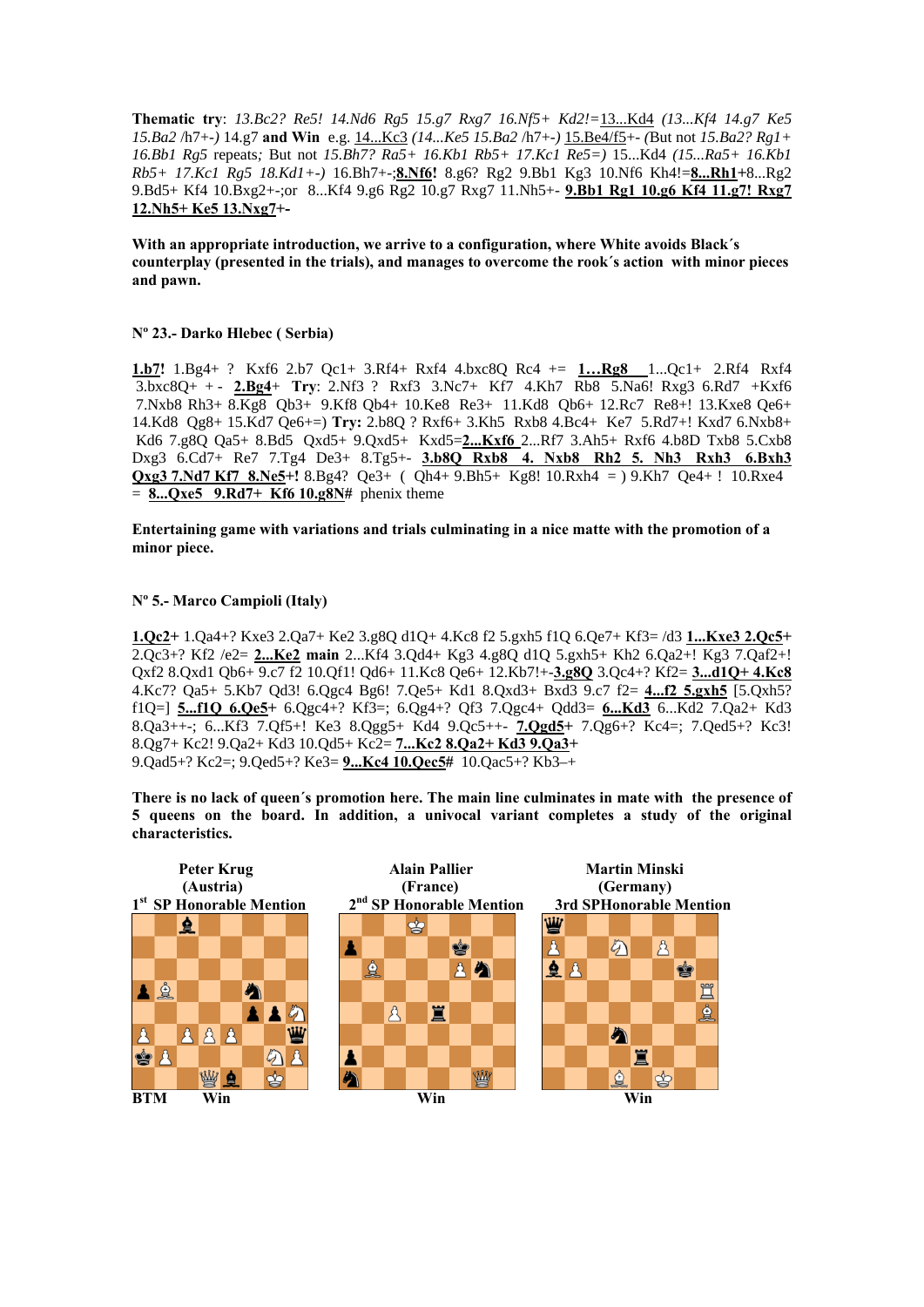**Thematic try**: *13.Bc2? Re5! 14.Nd6 Rg5 15.g7 Rxg7 16.Nf5+ Kd2!=*13...Kd4 *(13...Kf4 14.g7 Ke5 15.Ba2 /h7+-)* 14.g7 **and Win** e.g. 14...Kc3 *(14...Ke5 15.Ba2 /h7+-)* 15.Be4/f5+- *(But not 15.Ba2? Rg1+ 16.Bb1 Rg5* repeats*;* But not *15.Bh7? Ra5+ 16.Kb1 Rb5+ 17.Kc1 Re5=)* 15...Kd4 *(15...Ra5+ 16.Kb1 Rb5+ 17.Kc1 Rg5 18.Kd1+-)* 16.Bh7+-;**8.Nf6!** 8.g6? Rg2 9.Bb1 Kg3 10.Nf6 Kh4!=**8...Rh1**+8...Rg2 9.Bd5+ Kf4 10.Bxg2+-;or 8...Kf4 9.g6 Rg2 10.g7 Rxg7 11.Nh5+- **9.Bb1 Rg1 10.g6 Kf4 11.g7! Rxg7 12.Nh5+ Ke5 13.Nxg7+-**

**With an appropriate introduction, we arrive to a configuration, where White avoids Black´s counterplay (presented in the trials), and manages to overcome the rook´s action with minor pieces and pawn.**

**Nº 23.- Darko Hlebec ( Serbia)**

**1.b7!** 1.Bg4+ ? Kxf6 2.b7 Qc1+ 3.Rf4+ Rxf4 4.bxc8Q Rc4 += **1…Rg8** 1...Qc1+ 2.Rf4 Rxf4 3.bxc8Q+ + - **2.Bg4**+ **Try**: 2.Nf3 ? Rxf3 3.Nc7+ Kf7 4.Kh7 Rb8 5.Na6! Rxg3 6.Rd7 +Kxf6 7.Nxb8 Rh3+ 8.Kg8 Qb3+ 9.Kf8 Qb4+ 10.Ke8 Re3+ 11.Kd8 Qb6+ 12.Rc7 Re8+! 13.Kxe8 Qe6+ 14.Kd8 Qg8+ 15.Kd7 Qe6+=) **Try:** 2.b8Q ? Rxf6+ 3.Kh5 Rxb8 4.Bc4+ Ke7 5.Rd7+! Kxd7 6.Nxb8+ Kd6 7.g8Q Qa5+ 8.Bd5 Qxd5+ 9.Qxd5+ Kxd5=**2...Kxf6** 2...Rf7 3.Ah5+ Rxf6 4.b8D Txb8 5.Cxb8 Dxg3 6.Cd7+ Re7 7.Tg4 De3+ 8.Tg5+- **3.b8Q Rxb8 4. Nxb8 Rh2 5. Nh3 Rxh3 6.Bxh3 Qxg3 7.Nd7 Kf7 8.Ne5+!** 8.Bg4? Qe3+ ( Qh4+ 9.Bh5+ Kg8! 10.Rxh4 = ) 9.Kh7 Qe4+ ! 10.Rxe4 = **8...Qxe5 9.Rd7+ Kf6 10.g8N#** phenix theme

**Entertaining game with variations and trials culminating in a nice matte with the promotion of a minor piece.**

**Nº 5.- Marco Campioli (Italy)**

**1.Qc2+** 1.Qa4+? Kxe3 2.Qa7+ Ke2 3.g8Q d1Q+ 4.Kc8 f2 5.gxh5 f1Q 6.Qe7+ Kf3= /d3 **1...Kxe3 2.Qc5+** 2.Qc3+? Kf2 /e2= **2...Ke2 main** 2...Kf4 3.Qd4+ Kg3 4.g8Q d1Q 5.gxh5+ Kh2 6.Qa2+! Kg3 7.Qaf2+! Qxf2 8.Qxd1 Qb6+ 9.c7 f2 10.Qf1! Qd6+ 11.Kc8 Qe6+ 12.Kb7!+-**3.g8Q** 3.Qc4+? Kf2= **3...d1Q+ 4.Kc8** 4.Kc7? Qa5+ 5.Kb7 Qd3! 6.Qgc4 Bg6! 7.Qe5+ Kd1 8.Qxd3+ Bxd3 9.c7 f2= **4...f2 5.gxh5** [5.Qxh5? f1Q=] **5...f1Q 6.Qe5+** 6.Qgc4+? Kf3=; 6.Qg4+? Qf3 7.Qgc4+ Qdd3= **6...Kd3** 6...Kd2 7.Qa2+ Kd3 8.Qa3++-; 6...Kf3 7.Qf5+! Ke3 8.Qgg5+ Kd4 9.Qc5++- **7.Qgd5+** 7.Qg6+? Kc4=; 7.Qed5+? Kc3! 8.Qg7+ Kc2! 9.Qa2+ Kd3 10.Qd5+ Kc2= **7...Kc2 8.Qa2+ Kd3 9.Qa3+**
9.Qad5+? Kc2=; 9.Qed5+? Ke3= **9...Kc4 10.Qec5#** 10.Qac5+? Kb3–+

**There is no lack of queen´s promotion here. The main line culminates in mate with the presence of 5 queens on the board. In addition, a univocal variant completes a study of the original characteristics.**

| **Peter Krug (Austria) 1st SP Honorable Mention** | **Alain Pallier (France) 2nd SP Honorable Mention** | **Martin Minski (Germany) 3rd SPHonorable Mention** |
|---|---|---|
| **BTM Win** | **Win** | **Win** |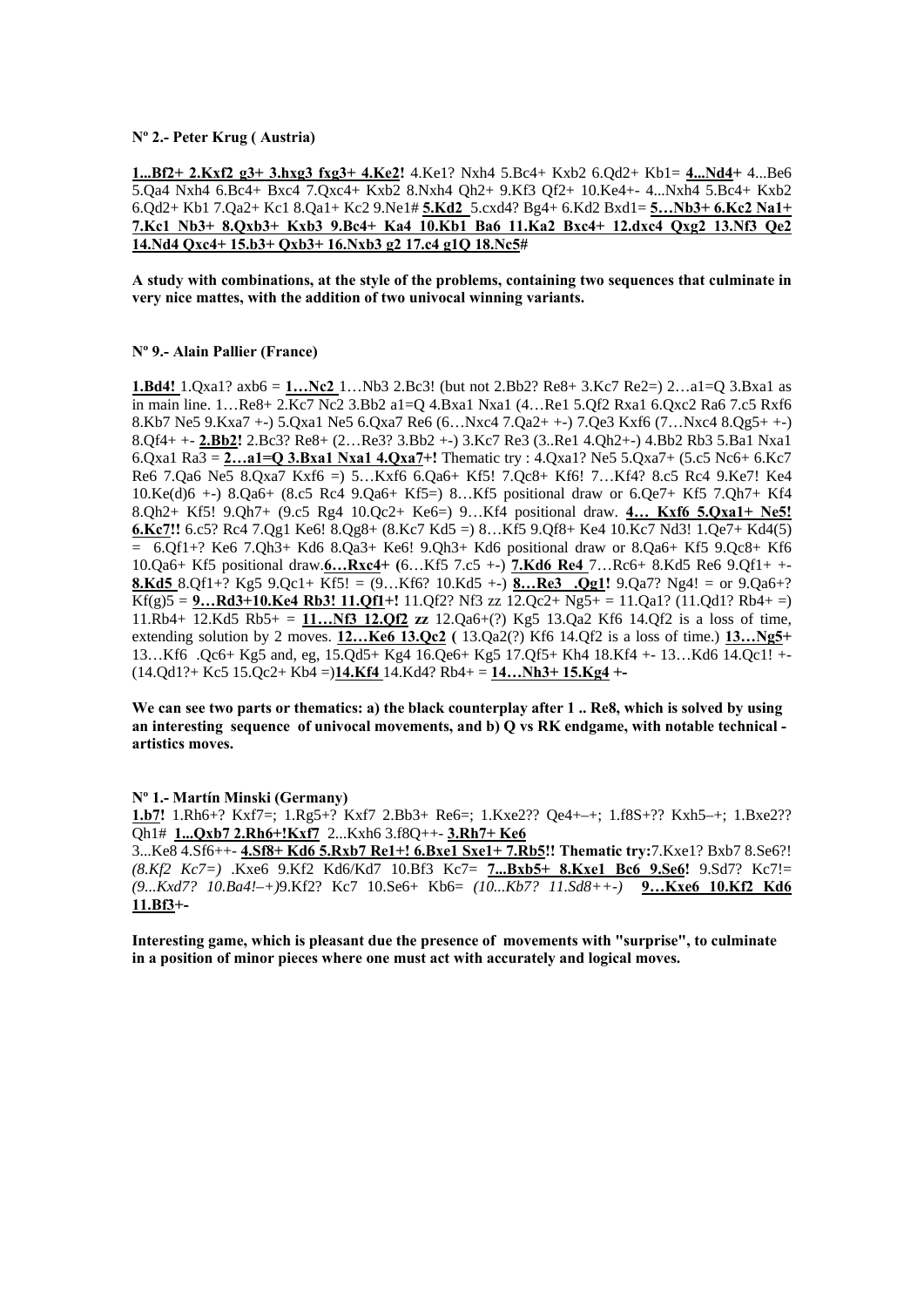**Nº 2.- Peter Krug ( Austria)**

**1...Bf2+ 2.Kxf2 g3+ 3.hxg3 fxg3+ 4.Ke2!** 4.Ke1? Nxh4 5.Bc4+ Kxb2 6.Qd2+ Kb1= **4...Nd4+** 4...Be6 5.Qa4 Nxh4 6.Bc4+ Bxc4 7.Qxc4+ Kxb2 8.Nxh4 Qh2+ 9.Kf3 Qf2+ 10.Ke4+- 4...Nxh4 5.Bc4+ Kxb2 6.Qd2+ Kb1 7.Qa2+ Kc1 8.Qa1+ Kc2 9.Ne1# **5.Kd2** 5.cxd4? Bg4+ 6.Kd2 Bxd1= **5…Nb3+ 6.Kc2 Na1+ 7.Kc1 Nb3+ 8.Qxb3+ Kxb3 9.Bc4+ Ka4 10.Kb1 Ba6 11.Ka2 Bxc4+ 12.dxc4 Qxg2 13.Nf3 Qe2 14.Nd4 Qxc4+ 15.b3+ Qxb3+ 16.Nxb3 g2 17.c4 g1Q 18.Nc5#**

**A study with combinations, at the style of the problems, containing two sequences that culminate in very nice mattes, with the addition of two univocal winning variants.**

**Nº 9.- Alain Pallier (France)**

**1.Bd4!** 1.Qxa1? axb6 = **1…Nc2** 1…Nb3 2.Bc3! (but not 2.Bb2? Re8+ 3.Kc7 Re2=) 2…a1=Q 3.Bxa1 as in main line. 1…Re8+ 2.Kc7 Nc2 3.Bb2 a1=Q 4.Bxa1 Nxa1 (4…Re1 5.Qf2 Rxa1 6.Qxc2 Ra6 7.c5 Rxf6 8.Kb7 Ne5 9.Kxa7 +-) 5.Qxa1 Ne5 6.Qxa7 Re6 (6…Nxc4 7.Qa2+ +-) 7.Qe3 Kxf6 (7…Nxc4 8.Qg5+ +-) 8.Qf4+ +- **2.Bb2!** 2.Bc3? Re8+ (2…Re3? 3.Bb2 +-) 3.Kc7 Re3 (3..Re1 4.Qh2+-) 4.Bb2 Rb3 5.Ba1 Nxa1 6.Qxa1 Ra3 = **2…a1=Q 3.Bxa1 Nxa1 4.Qxa7+!** Thematic try : 4.Qxa1? Ne5 5.Qxa7+ (5.c5 Nc6+ 6.Kc7 Re6 7.Qa6 Ne5 8.Qxa7 Kxf6 =) 5…Kxf6 6.Qa6+ Kf5! 7.Qc8+ Kf6! 7…Kf4? 8.c5 Rc4 9.Ke7! Ke4 10.Ke(d)6 +-) 8.Qa6+ (8.c5 Rc4 9.Qa6+ Kf5=) 8…Kf5 positional draw or 6.Qe7+ Kf5 7.Qh7+ Kf4 8.Qh2+ Kf5! 9.Qh7+ (9.c5 Rg4 10.Qc2+ Ke6=) 9…Kf4 positional draw. **4… Kxf6 5.Qxa1+ Ne5! 6.Kc7!!** 6.c5? Rc4 7.Qg1 Ke6! 8.Qg8+ (8.Kc7 Kd5 =) 8…Kf5 9.Qf8+ Ke4 10.Kc7 Nd3! 1.Qe7+ Kd4(5) = 6.Qf1+? Ke6 7.Qh3+ Kd6 8.Qa3+ Ke6! 9.Qh3+ Kd6 positional draw or 8.Qa6+ Kf5 9.Qc8+ Kf6 10.Qa6+ Kf5 positional draw.**6…Rxc4+** (6…Kf5 7.c5 +-) **7.Kd6 Re4** 7…Rc6+ 8.Kd5 Re6 9.Qf1+ +- **8.Kd5** 8.Qf1+? Kg5 9.Qc1+ Kf5! = (9…Kf6? 10.Kd5 +-) **8…Re3 .Qg1!** 9.Qa7? Ng4! = or 9.Qa6+? Kf(g)5 = **9…Rd3+10.Ke4 Rb3! 11.Qf1+!** 11.Qf2? Nf3 zz 12.Qc2+ Ng5+ = 11.Qa1? (11.Qd1? Rb4+ =) 11.Rb4+ 12.Kd5 Rb5+ = **11…Nf3 12.Qf2 zz** 12.Qa6+(?) Kg5 13.Qa2 Kf6 14.Qf2 is a loss of time, extending solution by 2 moves. **12…Ke6 13.Qc2** ( 13.Qa2(?) Kf6 14.Qf2 is a loss of time.) **13…Ng5+** 13…Kf6 .Qc6+ Kg5 and, eg, 15.Qd5+ Kg4 16.Qe6+ Kg5 17.Qf5+ Kh4 18.Kf4 +- 13…Kd6 14.Qc1! +- (14.Qd1?+ Kc5 15.Qc2+ Kb4 =)**14.Kf4** 14.Kd4? Rb4+ = **14…Nh3+ 15.Kg4 +-**

**We can see two parts or thematics: a) the black counterplay after 1 .. Re8, which is solved by using an interesting sequence of univocal movements, and b) Q vs RK endgame, with notable technical - artistics moves.**

**Nº 1.- Martín Minski (Germany)**

**1.b7!** 1.Rh6+? Kxf7=; 1.Rg5+? Kxf7 2.Bb3+ Re6=; 1.Kxe2?? Qe4+–+; 1.f8S+?? Kxh5–+; 1.Bxe2?? Qh1# **1...Qxb7 2.Rh6+!Kxf7** 2...Kxh6 3.f8Q++- **3.Rh7+ Ke6**
3...Ke8 4.Sf6++- **4.Sf8+ Kd6 5.Rxb7 Re1+! 6.Bxe1 Sxe1+ 7.Rb5!! Thematic try:**7.Kxe1? Bxb7 8.Se6?! *(8.Kf2 Kc7=)* .Kxe6 9.Kf2 Kd6/Kd7 10.Bf3 Kc7= **7...Bxb5+ 8.Kxe1 Bc6 9.Se6!** 9.Sd7? Kc7!= *(9...Kxd7? 10.Ba4!–+)*9.Kf2? Kc7 10.Se6+ Kb6= *(10...Kb7? 11.Sd8++-)* **9…Kxe6 10.Kf2 Kd6 11.Bf3+-**

**Interesting game, which is pleasant due the presence of movements with "surprise", to culminate in a position of minor pieces where one must act with accurately and logical moves.**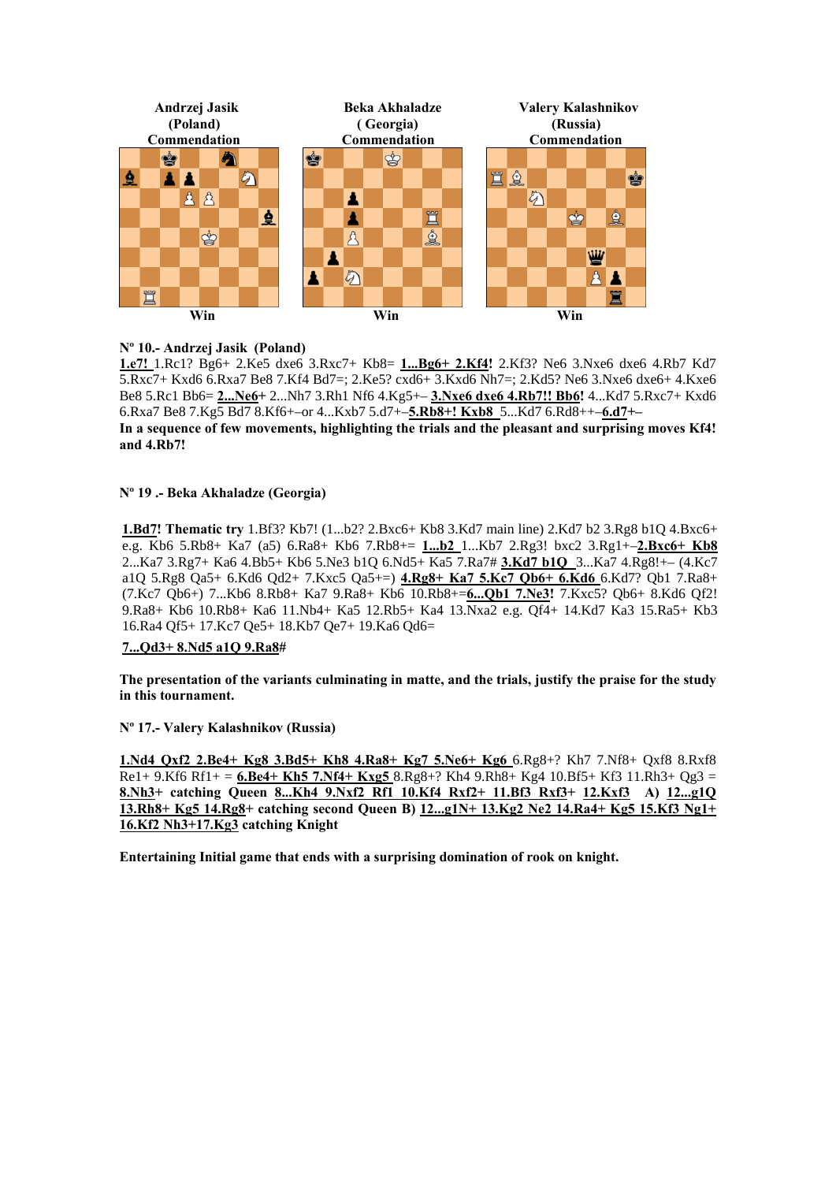**Andrzej Jasik (Poland) Commendation**

Win

**Beka Akhaladze ( Georgia) Commendation**

Win

**Valery Kalashnikov (Russia) Commendation**

Win

**Nº 10.- Andrzej Jasik (Poland)**

1.e7! 1.Rc1? Bg6+ 2.Ke5 dxe6 3.Rxc7+ Kb8= 1...Bg6+ 2.Kf4! 2.Kf3? Ne6 3.Nxe6 dxe6 4.Rb7 Kd7 5.Rxc7+ Kxd6 6.Rxa7 Be8 7.Kf4 Bd7=; 2.Ke5? cxd6+ 3.Kxd6 Nh7=; 2.Kd5? Ne6 3.Nxe6 dxe6+ 4.Kxe6 Be8 5.Rc1 Bb6= 2...Ne6+ 2...Nh7 3.Rh1 Nf6 4.Kg5+– 3.Nxe6 dxe6 4.Rb7!! Bb6! 4...Kd7 5.Rxc7+ Kxd6 6.Rxa7 Be8 7.Kg5 Bd7 8.Kf6+–or 4...Kxb7 5.d7+–5.Rb8+! Kxb8 5...Kd7 6.Rd8++–6.d7+–

**In a sequence of few movements, highlighting the trials and the pleasant and surprising moves Kf4! and 4.Rb7!**

**Nº 19 .- Beka Akhaladze (Georgia)**

**1.Bd7! Thematic try** 1.Bf3? Kb7! (1...b2? 2.Bxc6+ Kb8 3.Kd7 main line) 2.Kd7 b2 3.Rg8 b1Q 4.Bxc6+ e.g. Kb6 5.Rb8+ Ka7 (a5) 6.Ra8+ Kb6 7.Rb8+= 1...b2 1...Kb7 2.Rg3! bxc2 3.Rg1+–2.Bxc6+ Kb8 2...Ka7 3.Rg7+ Ka6 4.Bb5+ Kb6 5.Ne3 b1Q 6.Nd5+ Ka5 7.Ra7# 3.Kd7 b1Q 3...Ka7 4.Rg8!+– (4.Kc7 a1Q 5.Rg8 Qa5+ 6.Kd6 Qd2+ 7.Kxc5 Qa5+=) 4.Rg8+ Ka7 5.Kc7 Qb6+ 6.Kd6 6.Kd7? Qb1 7.Ra8+ (7.Kc7 Qb6+) 7...Kb6 8.Rb8+ Ka7 9.Ra8+ Kb6 10.Rb8+=6...Qb1 7.Ne3! 7.Kxc5? Qb6+ 8.Kd6 Qf2! 9.Ra8+ Kb6 10.Rb8+ Ka6 11.Nb4+ Ka5 12.Rb5+ Ka4 13.Nxa2 e.g. Qf4+ 14.Kd7 Ka3 15.Ra5+ Kb3 16.Ra4 Qf5+ 17.Kc7 Qe5+ 18.Kb7 Qe7+ 19.Ka6 Qd6=

7...Qd3+ 8.Nd5 a1Q 9.Ra8#

**The presentation of the variants culminating in matte, and the trials, justify the praise for the study in this tournament.**

**Nº 17.- Valery Kalashnikov (Russia)**

**1.Nd4 Qxf2 2.Be4+ Kg8 3.Bd5+ Kh8 4.Ra8+ Kg7 5.Ne6+ Kg6** 6.Rg8+? Kh7 7.Nf8+ Qxf8 8.Rxf8 Re1+ 9.Kf6 Rf1+ = **6.Be4+ Kh5 7.Nf4+ Kxg5** 8.Rg8+? Kh4 9.Rh8+ Kg4 10.Bf5+ Kf3 11.Rh3+ Qg3 = **8.Nh3+ catching Queen 8...Kh4 9.Nxf2 Rf1 10.Kf4 Rxf2+ 11.Bf3 Rxf3+ 12.Kxf3 A) 12...g1Q 13.Rh8+ Kg5 14.Rg8+ catching second Queen B) 12...g1N+ 13.Kg2 Ne2 14.Ra4+ Kg5 15.Kf3 Ng1+ 16.Kf2 Nh3+17.Kg3 catching Knight**

**Entertaining Initial game that ends with a surprising domination of rook on knight.**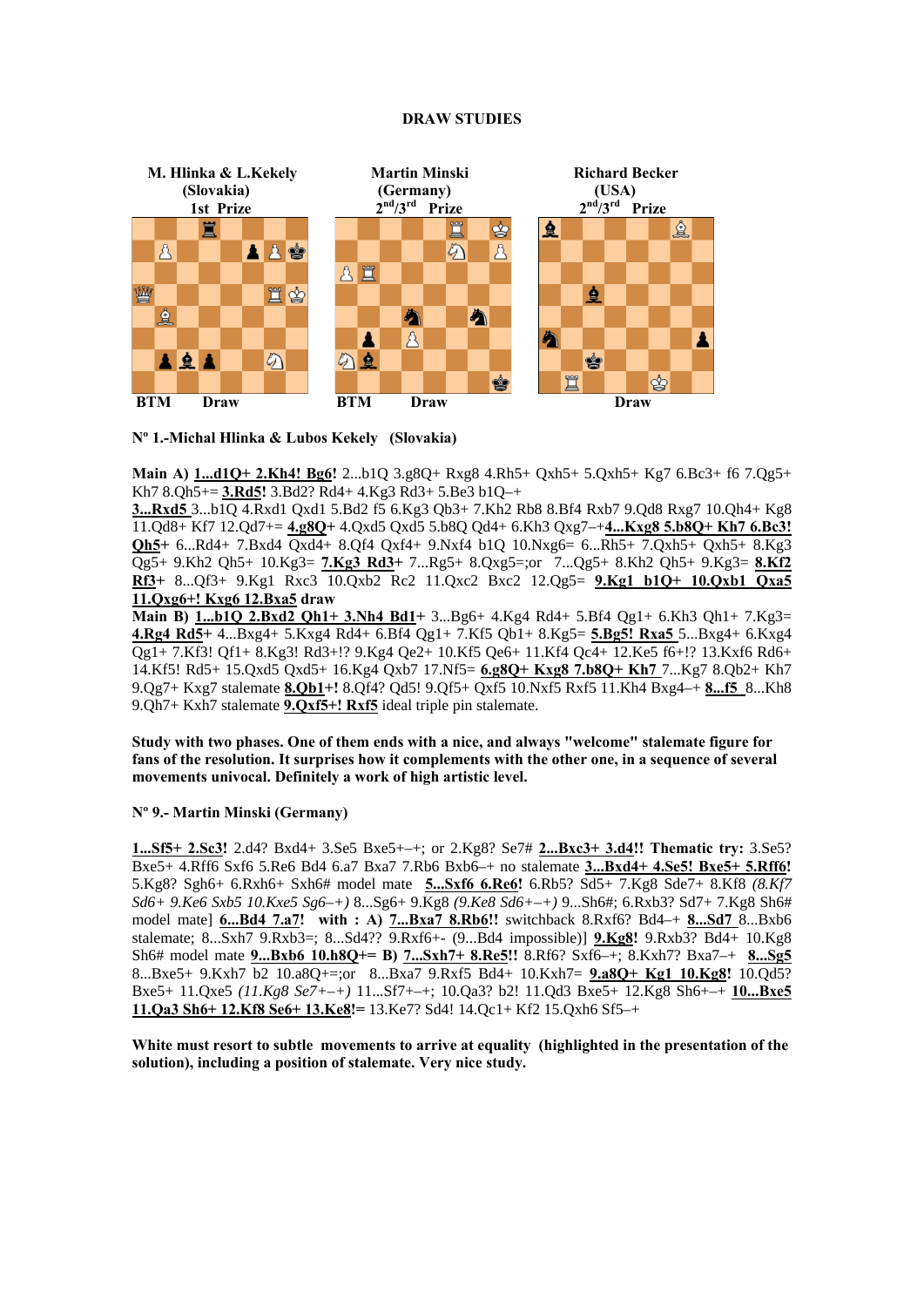### DRAW STUDIES

| M. Hlinka & L.Kekely (Slovakia) 1st Prize | Martin Minski (Germany) 2nd/3rd Prize | Richard Becker (USA) 2nd/3rd Prize |
|---|---|---|
| BTM Draw | BTM Draw | Draw |

**Nº 1.-Michal Hlinka & Lubos Kekely (Slovakia)**

**Main A)** **1...d1Q+ 2.Kh4! Bg6!** 2...b1Q 3.g8Q+ Rxg8 4.Rh5+ Qxh5+ 5.Qxh5+ Kg7 6.Bc3+ f6 7.Qg5+ Kh7 8.Qh5+= **3.Rd5!** 3.Bd2? Rd4+ 4.Kg3 Rd3+ 5.Be3 b1Q–+ **3...Rxd5** 3...b1Q 4.Rxd1 Qxd1 5.Bd2 f5 6.Kg3 Qb3+ 7.Kh2 Rb8 8.Bf4 Rxb7 9.Qd8 Rxg7 10.Qh4+ Kg8 11.Qd8+ Kf7 12.Qd7+= **4.g8Q+** 4.Qxd5 Qxd5 5.b8Q Qd4+ 6.Kh3 Qxg7–+**4...Kxg8 5.b8Q+ Kh7 6.Bc3! Qh5+** 6...Rd4+ 7.Bxd4 Qxd4+ 8.Qf4 Qxf4+ 9.Nxf4 b1Q 10.Nxg6= 6...Rh5+ 7.Qxh5+ Qxh5+ 8.Kg3 Qg5+ 9.Kh2 Qh5+ 10.Kg3= **7.Kg3 Rd3+** 7...Rg5+ 8.Qxg5=;or 7...Qg5+ 8.Kh2 Qh5+ 9.Kg3= **8.Kf2 Rf3+** 8...Qf3+ 9.Kg1 Rxc3 10.Qxb2 Rc2 11.Qxc2 Bxc2 12.Qg5= **9.Kg1 b1Q+ 10.Qxb1 Qxa5 11.Qxg6+! Kxg6 12.Bxa5** draw

**Main B)** **1...b1Q 2.Bxd2 Qh1+ 3.Nh4 Bd1+** 3...Bg6+ 4.Kg4 Rd4+ 5.Bf4 Qg1+ 6.Kh3 Qh1+ 7.Kg3= **4.Rg4 Rd5+** 4...Bxg4+ 5.Kxg4 Rd4+ 6.Bf4 Qg1+ 7.Kf5 Qb1+ 8.Kg5= **5.Bg5! Rxa5** 5...Bxg4+ 6.Kxg4 Qg1+ 7.Kf3! Qf1+ 8.Kg3! Rd3+!? 9.Kg4 Qe2+ 10.Kf5 Qe6+ 11.Kf4 Qc4+ 12.Ke5 f6+!? 13.Kxf6 Rd6+ 14.Kf5! Rd5+ 15.Qxd5 Qxd5+ 16.Kg4 Qxb7 17.Nf5= **6.g8Q+ Kxg8 7.b8Q+ Kh7** 7...Kg7 8.Qb2+ Kh7 9.Qg7+ Kxg7 stalemate **8.Qb1+!** 8.Qf4? Qd5! 9.Qf5+ Qxf5 10.Nxf5 Rxf5 11.Kh4 Bxg4–+ **8...f5** 8...Kh8 9.Qh7+ Kxh7 stalemate **9.Qxf5+! Rxf5** ideal triple pin stalemate.

**Study with two phases. One of them ends with a nice, and always "welcome" stalemate figure for fans of the resolution. It surprises how it complements with the other one, in a sequence of several movements univocal. Definitely a work of high artistic level.**

**Nº 9.- Martin Minski (Germany)**

**1...Sf5+ 2.Sc3!** 2.d4? Bxd4+ 3.Se5 Bxe5+–+; or 2.Kg8? Se7# **2...Bxc3+ 3.d4!! Thematic try:** 3.Se5? Bxe5+ 4.Rff6 Sxf6 5.Re6 Bd4 6.a7 Bxa7 7.Rb6 Bxb6–+ no stalemate **3...Bxd4+ 4.Se5! Bxe5+ 5.Rff6!** 5.Kg8? Sgh6+ 6.Rxh6+ Sxh6# model mate **5...Sxf6 6.Re6!** 6.Rb5? Sd5+ 7.Kg8 Sde7+ 8.Kf8 *(8.Kf7 Sd6+ 9.Ke6 Sxb5 10.Kxe5 Sg6–+)* 8...Sg6+ 9.Kg8 *(9.Ke8 Sd6+–+)* 9...Sh6#; 6.Rxb3? Sd7+ 7.Kg8 Sh6# model mate] **6...Bd4 7.a7!** with : A) **7...Bxa7 8.Rb6!!** switchback 8.Rxf6? Bd4–+ **8...Sd7** 8...Bxb6 stalemate; 8...Sxh7 9.Rxb3=; 8...Sd4?? 9.Rxf6+- (9...Bd4 impossible)] **9.Kg8!** 9.Rxb3? Bd4+ 10.Kg8 Sh6# model mate **9...Bxb6 10.h8Q+= B)** **7...Sxh7+ 8.Re5!!** 8.Rf6? Sxf6–+; 8.Kxh7? Bxa7–+ **8...Sg5** 8...Bxe5+ 9.Kxh7 b2 10.a8Q+=;or 8...Bxa7 9.Rxf5 Bd4+ 10.Kxh7= **9.a8Q+ Kg1 10.Kg8!** 10.Qd5? Bxe5+ 11.Qxe5 *(11.Kg8 Se7+–+)* 11...Sf7+–+; 10.Qa3? b2! 11.Qd3 Bxe5+ 12.Kg8 Sh6+–+ **10...Bxe5 11.Qa3 Sh6+ 12.Kf8 Se6+ 13.Ke8!=** 13.Ke7? Sd4! 14.Qc1+ Kf2 15.Qxh6 Sf5–+

**White must resort to subtle movements to arrive at equality (highlighted in the presentation of the solution), including a position of stalemate. Very nice study.**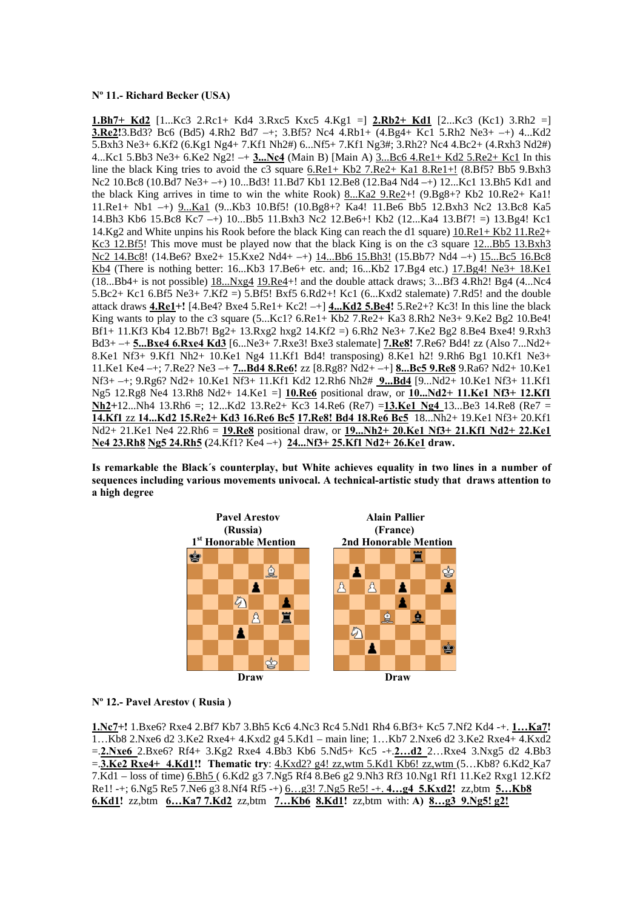**Nº 11.- Richard Becker (USA)**

**1.Bh7+ Kd2** [1...Kc3 2.Rc1+ Kd4 3.Rxc5 Kxc5 4.Kg1 =] **2.Rb2+ Kd1** [2...Kc3 (Kc1) 3.Rh2 =] **3.Re2!**3.Bd3? Bc6 (Bd5) 4.Rh2 Bd7 –+; 3.Bf5? Nc4 4.Rb1+ (4.Bg4+ Kc1 5.Rh2 Ne3+ –+) 4...Kd2 5.Bxh3 Ne3+ 6.Kf2 (6.Kg1 Ng4+ 7.Kf1 Nh2#) 6...Nf5+ 7.Kf1 Ng3#; 3.Rh2? Nc4 4.Bc2+ (4.Rxh3 Nd2#) 4...Kc1 5.Bb3 Ne3+ 6.Ke2 Ng2! –+ **3...Nc4** (Main B) [Main A) 3...Bc6 4.Re1+ Kd2 5.Re2+ Kc1 In this line the black King tries to avoid the c3 square 6.Re1+ Kb2 7.Re2+ Ka1 8.Re1+! (8.Bf5? Bb5 9.Bxh3 Nc2 10.Bc8 (10.Bd7 Ne3+ –+) 10...Bd3! 11.Bd7 Kb1 12.Be8 (12.Ba4 Nd4 –+) 12...Kc1 13.Bh5 Kd1 and the black King arrives in time to win the white Rook) 8...Ka2 9.Re2+! (9.Bg8+? Kb2 10.Re2+ Ka1! 11.Re1+ Nb1 –+) 9...Ka1 (9...Kb3 10.Bf5! (10.Bg8+? Ka4! 11.Be6 Bb5 12.Bxh3 Nc2 13.Bc8 Ka5 14.Bh3 Kb6 15.Bc8 Kc7 –+) 10...Bb5 11.Bxh3 Nc2 12.Be6+! Kb2 (12...Ka4 13.Bf7! =) 13.Bg4! Kc1 14.Kg2 and White unpins his Rook before the black King can reach the d1 square) 10.Re1+ Kb2 11.Re2+ Kc3 12.Bf5! This move must be played now that the black King is on the c3 square 12...Bb5 13.Bxh3 Nc2 14.Bc8! (14.Be6? Bxe2+ 15.Kxe2 Nd4+ –+) 14...Bb6 15.Bh3! (15.Bb7? Nd4 –+) 15...Bc5 16.Bc8 Kb4 (There is nothing better: 16...Kb3 17.Be6+ etc. and; 16...Kb2 17.Bg4 etc.) 17.Bg4! Ne3+ 18.Ke1 (18...Bb4+ is not possible) 18...Nxg4 19.Re4+! and the double attack draws; 3...Bf3 4.Rh2! Bg4 (4...Nc4 5.Bc2+ Kc1 6.Bf5 Ne3+ 7.Kf2 =) 5.Bf5! Bxf5 6.Rd2+! Kc1 (6...Kxd2 stalemate) 7.Rd5! and the double attack draws **4.Re1+!** [4.Be4? Bxe4 5.Re1+ Kc2! –+] **4...Kd2 5.Be4!** 5.Re2+? Kc3! In this line the black King wants to play to the c3 square (5...Kc1? 6.Re1+ Kb2 7.Re2+ Ka3 8.Rh2 Ne3+ 9.Ke2 Bg2 10.Be4! Bf1+ 11.Kf3 Kb4 12.Bb7! Bg2+ 13.Rxg2 hxg2 14.Kf2 =) 6.Rh2 Ne3+ 7.Ke2 Bg2 8.Be4 Bxe4! 9.Rxh3 Bd3+ –+ **5...Bxe4 6.Rxe4 Kd3** [6...Ne3+ 7.Rxe3! Bxe3 stalemate] **7.Re8!** 7.Re6? Bd4! zz (Also 7...Nd2+ 8.Ke1 Nf3+ 9.Kf1 Nh2+ 10.Ke1 Ng4 11.Kf1 Bd4! transposing) 8.Ke1 h2! 9.Rh6 Bg1 10.Kf1 Ne3+ 11.Ke1 Ke4 –+; 7.Re2? Ne3 –+ **7...Bd4 8.Re6!** zz [8.Rg8? Nd2+ –+] **8...Bc5 9.Re8** 9.Ra6? Nd2+ 10.Ke1 Nf3+ –+; 9.Rg6? Nd2+ 10.Ke1 Nf3+ 11.Kf1 Kd2 12.Rh6 Nh2# **9...Bd4** [9...Nd2+ 10.Ke1 Nf3+ 11.Kf1 Ng5 12.Rg8 Ne4 13.Rh8 Nd2+ 14.Ke1 =] **10.Re6** positional draw, or **10...Nd2+ 11.Ke1 Nf3+ 12.Kf1 Nh2**+12...Nh4 13.Rh6 =; 12...Kd2 13.Re2+ Kc3 14.Re6 (Re7) =**13.Ke1 Ng4** 13...Be3 14.Re8 (Re7 = **14.Kf1** zz **14...Kd2 15.Re2+ Kd3 16.Re6 Bc5 17.Re8! Bd4 18.Re6 Bc5** 18...Nh2+ 19.Ke1 Nf3+ 20.Kf1 Nd2+ 21.Ke1 Ne4 22.Rh6 = **19.Re8** positional draw, or **19...Nh2+ 20.Ke1 Nf3+ 21.Kf1 Nd2+ 22.Ke1 Ne4 23.Rh8 Ng5 24.Rh5** (24.Kf1? Ke4 –+) **24...Nf3+ 25.Kf1 Nd2+ 26.Ke1 draw.**

**Is remarkable the Black´s counterplay, but White achieves equality in two lines in a number of sequences including various movements univocal. A technical-artistic study that draws attention to a high degree**

**Pavel Arestov (Russia) 1st Honorable Mention** — Draw

**Alain Pallier (France) 2nd Honorable Mention** — Draw

**Nº 12.- Pavel Arestov ( Rusia )**

**1.Nc7+!** 1.Bxe6? Rxe4 2.Bf7 Kb7 3.Bh5 Kc6 4.Nc3 Rc4 5.Nd1 Rh4 6.Bf3+ Kc5 7.Nf2 Kd4 -+. **1…Ka7!** 1…Kb8 2.Nxe6 d2 3.Ke2 Rxe4+ 4.Kxd2 g4 5.Kd1 – main line; 1…Kb7 2.Nxe6 d2 3.Ke2 Rxe4+ 4.Kxd2 =.**2.Nxe6** 2.Bxe6? Rf4+ 3.Kg2 Rxe4 4.Bb3 Kb6 5.Nd5+ Kc5 -+.**2…d2** 2…Rxe4 3.Nxg5 d2 4.Bb3 =.**3.Ke2 Rxe4+ 4.Kd1!! Thematic try**: 4.Kxd2? g4! zz,wtm 5.Kd1 Kb6! zz,wtm (5…Kb8? 6.Kd2 Ka7 7.Kd1 – loss of time) 6.Bh5 ( 6.Kd2 g3 7.Ng5 Rf4 8.Be6 g2 9.Nh3 Rf3 10.Ng1 Rf1 11.Ke2 Rxg1 12.Kf2 Re1! -+; 6.Ng5 Re5 7.Ne6 g3 8.Nf4 Rf5 -+) 6…g3! 7.Ng5 Re5! -+. **4…g4 5.Kxd2!** zz,btm **5…Kb8 6.Kd1!** zz,btm **6…Ka7 7.Kd2** zz,btm **7…Kb6 8.Kd1!** zz,btm with: **A) 8…g3 9.Ng5! g2!**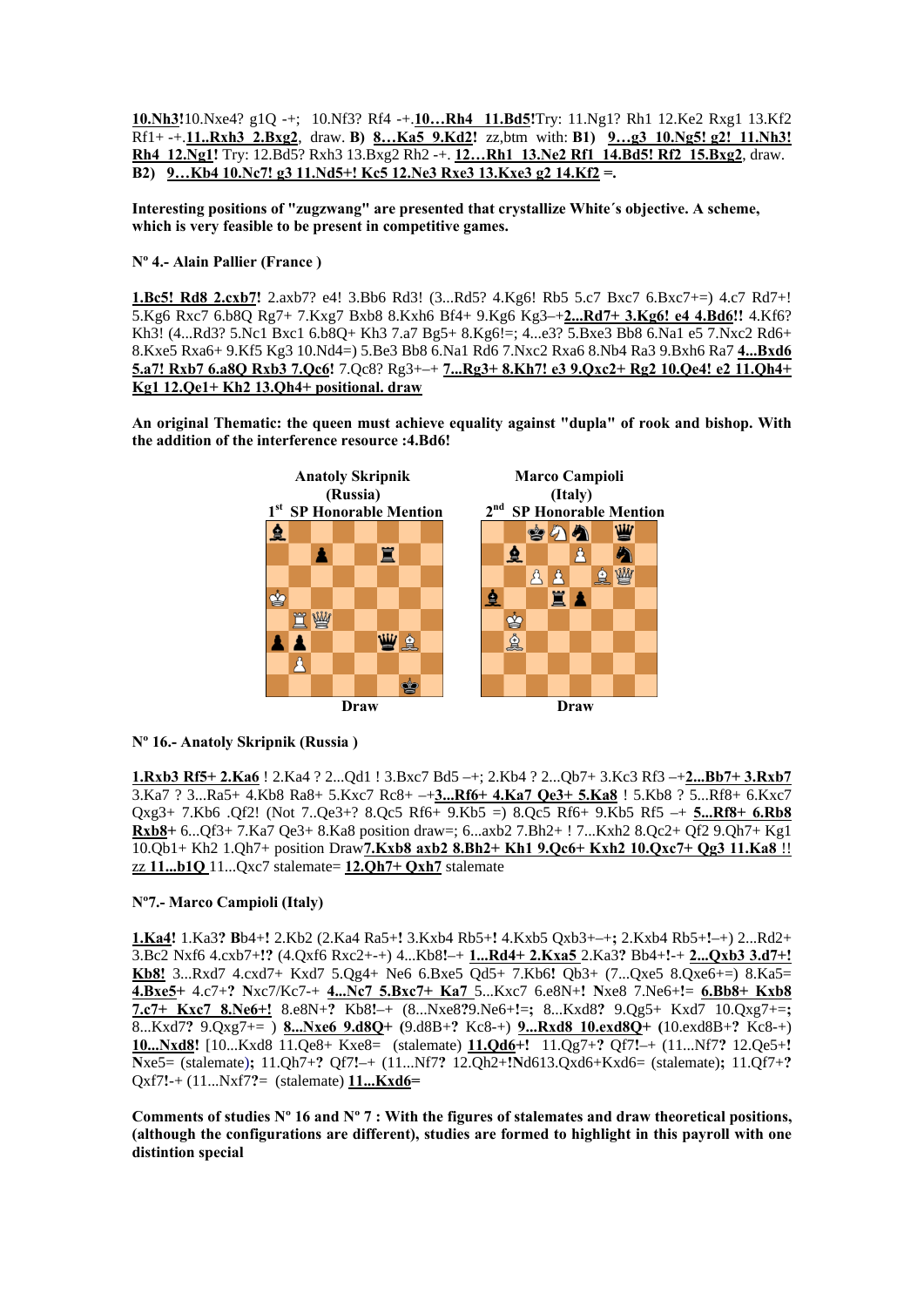**10.Nh3!**10.Nxe4? g1Q -+; 10.Nf3? Rf4 -+.**10…Rh4 11.Bd5!**Try: 11.Ng1? Rh1 12.Ke2 Rxg1 13.Kf2 Rf1+ -+.**11..Rxh3 2.Bxg2**, draw. **B) 8…Ka5 9.Kd2!** zz,btm with: **B1) 9…g3 10.Ng5! g2! 11.Nh3! Rh4 12.Ng1!** Try: 12.Bd5? Rxh3 13.Bxg2 Rh2 -+. **12…Rh1 13.Ne2 Rf1 14.Bd5! Rf2 15.Bxg2**, draw. **B2) 9…Kb4 10.Nc7! g3 11.Nd5+! Kc5 12.Ne3 Rxe3 13.Kxe3 g2 14.Kf2 =.**

**Interesting positions of "zugzwang" are presented that crystallize White´s objective. A scheme, which is very feasible to be present in competitive games.**

**Nº 4.- Alain Pallier (France )**

**1.Bc5! Rd8 2.cxb7!** 2.axb7? e4! 3.Bb6 Rd3! (3...Rd5? 4.Kg6! Rb5 5.c7 Bxc7 6.Bxc7+=) 4.c7 Rd7+! 5.Kg6 Rxc7 6.b8Q Rg7+ 7.Kxg7 Bxb8 8.Kxh6 Bf4+ 9.Kg6 Kg3–+**2...Rd7+ 3.Kg6! e4 4.Bd6!!** 4.Kf6? Kh3! (4...Rd3? 5.Nc1 Bxc1 6.b8Q+ Kh3 7.a7 Bg5+ 8.Kg6!=; 4...e3? 5.Bxe3 Bb8 6.Na1 e5 7.Nxc2 Rd6+ 8.Kxe5 Rxa6+ 9.Kf5 Kg3 10.Nd4=) 5.Be3 Bb8 6.Na1 Rd6 7.Nxc2 Rxa6 8.Nb4 Ra3 9.Bxh6 Ra7 **4...Bxd6 5.a7! Rxb7 6.a8Q Rxb3 7.Qc6!** 7.Qc8? Rg3+–+ **7...Rg3+ 8.Kh7! e3 9.Qxc2+ Rg2 10.Qe4! e2 11.Qh4+ Kg1 12.Qe1+ Kh2 13.Qh4+ positional. draw**

**An original Thematic: the queen must achieve equality against "dupla" of rook and bishop. With the addition of the interference resource :4.Bd6!**

**Anatoly Skripnik (Russia)**
**1st SP Honorable Mention**
Draw

**Marco Campioli (Italy)**
**2nd SP Honorable Mention**
Draw

**Nº 16.- Anatoly Skripnik (Russia )**

**1.Rxb3 Rf5+ 2.Ka6** ! 2.Ka4 ? 2...Qd1 ! 3.Bxc7 Bd5 –+; 2.Kb4 ? 2...Qb7+ 3.Kc3 Rf3 –+**2...Bb7+ 3.Rxb7** 3.Ka7 ? 3...Ra5+ 4.Kb8 Ra8+ 5.Kxc7 Rc8+ –+**3...Rf6+ 4.Ka7 Qe3+ 5.Ka8** ! 5.Kb8 ? 5...Rf8+ 6.Kxc7 Qxg3+ 7.Kb6 .Qf2! (Not 7..Qe3+? 8.Qc5 Rf6+ 9.Kb5 =) 8.Qc5 Rf6+ 9.Kb5 Rf5 –+ **5...Rf8+ 6.Rb8 Rxb8+** 6...Qf3+ 7.Ka7 Qe3+ 8.Ka8 position draw=; 6...axb2 7.Bh2+ ! 7...Kxh2 8.Qc2+ Qf2 9.Qh7+ Kg1 10.Qb1+ Kh2 1.Qh7+ position Draw**7.Kxb8 axb2 8.Bh2+ Kh1 9.Qc6+ Kxh2 10.Qxc7+ Qg3 11.Ka8** !! zz **11...b1Q** 11...Qxc7 stalemate= **12.Qh7+ Qxh7** stalemate

**Nº7.- Marco Campioli (Italy)**

**1.Ka4!** 1.Ka3? **B**b4+**!** 2.Kb2 (2.Ka4 Ra5+**!** 3.Kxb4 Rb5+**!** 4.Kxb5 Qxb3+–+**;** 2.Kxb4 Rb5+**!**–+) 2...Rd2+ 3.Bc2 Nxf6 4.cxb7+**!?** (4.Qxf6 Rxc2+-+) 4...Kb8**!**–+ **1...Rd4+ 2.Kxa5** 2.Ka3**?** Bb4+**!**-+ **2...Qxb3 3.d7+! Kb8!** 3...Rxd7 4.cxd7+ Kxd7 5.Qg4+ Ne6 6.Bxe5 Qd5+ 7.Kb6**!** Qb3+ (7...Qxe5 8.Qxe6+=) 8.Ka5= **4.Bxe5+** 4.c7+**?** **N**xc7/Kc7-+ **4...Nc7 5.Bxc7+ Ka7** 5...Kxc7 6.e8N+**!** **N**xe8 7.Ne6+**!**= **6.Bb8+ Kxb8 7.c7+ Kxc7 8.Ne6+!** 8.e8N+**?** Kb8**!**–+ (8...Nxe8**?**9.Ne6+**!**=; 8...Kxd8**?** 9.Qg5+ Kxd7 10.Qxg7+=**;** 8...Kxd7**?** 9.Qxg7+= ) **8...Nxe6 9.d8Q+** **(**9.d8B+**?** Kc8-+) **9...Rxd8 10.exd8Q+** **(**10.exd8B+**?** Kc8-+) **10...Nxd8!** [10...Kxd8 11.Qe8+ Kxe8= (stalemate) **11.Qd6+!** 11.Qg7+**?** Qf7**!**–+ (11...Nf7**?** 12.Qe5+**!** **N**xe5= (stalemate)**;** 11.Qh7+**?** Qf7**!**–+ (11...Nf7**?** 12.Qh2+**!N**d613.Qxd6+Kxd6= (stalemate)**;** 11.Qf7+**?** Qxf7**!**-+ (11...Nxf7**?**= (stalemate) **11...Kxd6=**

**Comments of studies Nº 16 and Nº 7 : With the figures of stalemates and draw theoretical positions, (although the configurations are different), studies are formed to highlight in this payroll with one distintion special**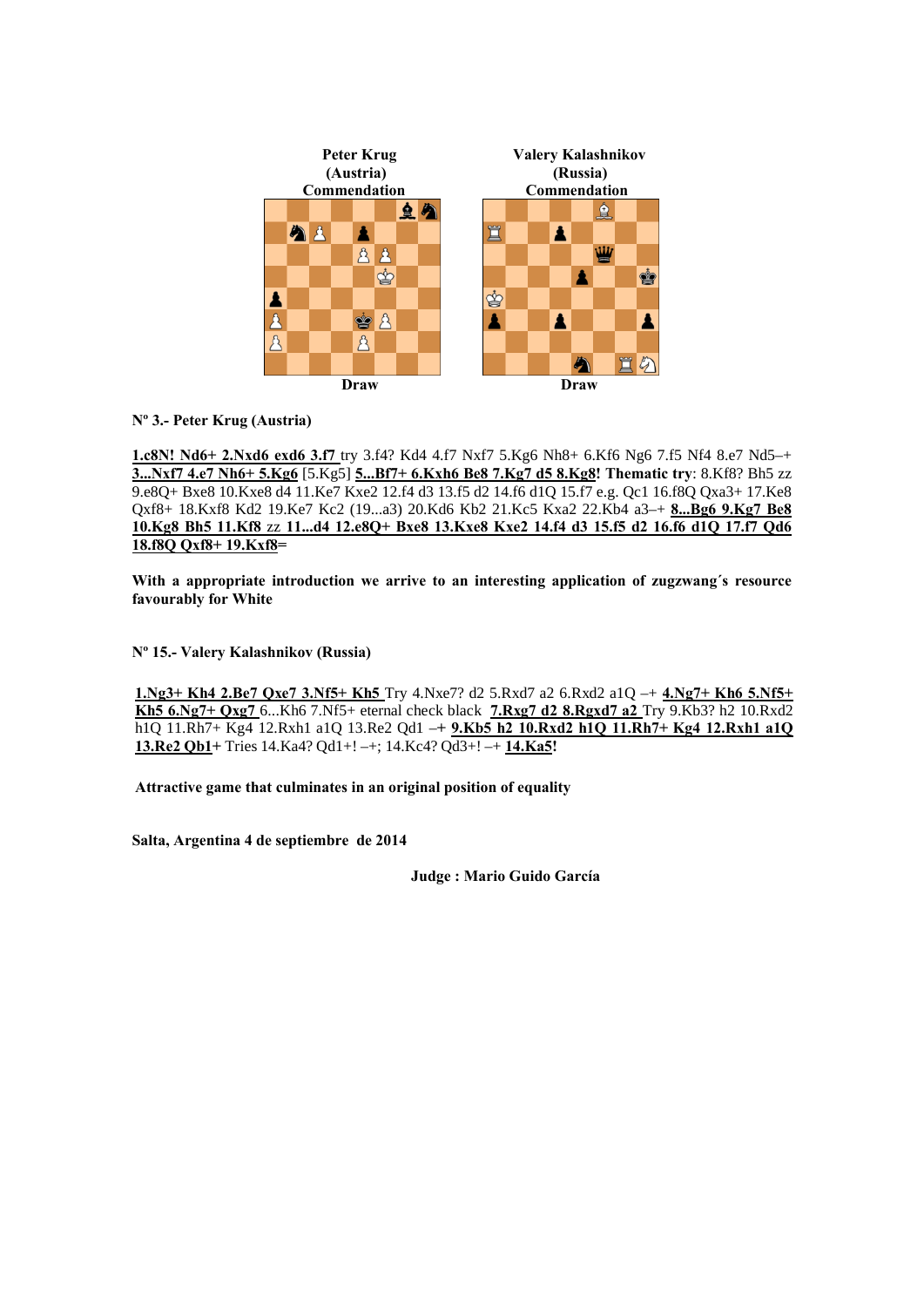Peter Krug
(Austria)
Commendation

Draw

Valery Kalashnikov
(Russia)
Commendation

Draw

**Nº 3.- Peter Krug (Austria)**

**1.c8N! Nd6+ 2.Nxd6 exd6 3.f7** try 3.f4? Kd4 4.f7 Nxf7 5.Kg6 Nh8+ 6.Kf6 Ng6 7.f5 Nf4 8.e7 Nd5–+ **3...Nxf7 4.e7 Nh6+ 5.Kg6** [5.Kg5] **5...Bf7+ 6.Kxh6 Be8 7.Kg7 d5 8.Kg8! Thematic try**: 8.Kf8? Bh5 zz 9.e8Q+ Bxe8 10.Kxe8 d4 11.Ke7 Kxe2 12.f4 d3 13.f5 d2 14.f6 d1Q 15.f7 e.g. Qc1 16.f8Q Qxa3+ 17.Ke8 Qxf8+ 18.Kxf8 Kd2 19.Ke7 Kc2 (19...a3) 20.Kd6 Kb2 21.Kc5 Kxa2 22.Kb4 a3–+ **8...Bg6 9.Kg7 Be8 10.Kg8 Bh5 11.Kf8** zz **11...d4 12.e8Q+ Bxe8 13.Kxe8 Kxe2 14.f4 d3 15.f5 d2 16.f6 d1Q 17.f7 Qd6 18.f8Q Qxf8+ 19.Kxf8=**

**With a appropriate introduction we arrive to an interesting application of zugzwang´s resource favourably for White**

**Nº 15.- Valery Kalashnikov (Russia)**

**1.Ng3+ Kh4 2.Be7 Qxe7 3.Nf5+ Kh5** Try 4.Nxe7? d2 5.Rxd7 a2 6.Rxd2 a1Q –+ **4.Ng7+ Kh6 5.Nf5+ Kh5 6.Ng7+ Qxg7** 6...Kh6 7.Nf5+ eternal check black **7.Rxg7 d2 8.Rgxd7 a2** Try 9.Kb3? h2 10.Rxd2 h1Q 11.Rh7+ Kg4 12.Rxh1 a1Q 13.Re2 Qd1 –+ **9.Kb5 h2 10.Rxd2 h1Q 11.Rh7+ Kg4 12.Rxh1 a1Q 13.Re2 Qb1+** Tries 14.Ka4? Qd1+! –+; 14.Kc4? Qd3+! –+ **14.Ka5!**

**Attractive game that culminates in an original position of equality**

**Salta, Argentina 4 de septiembre de 2014**

**Judge : Mario Guido García**